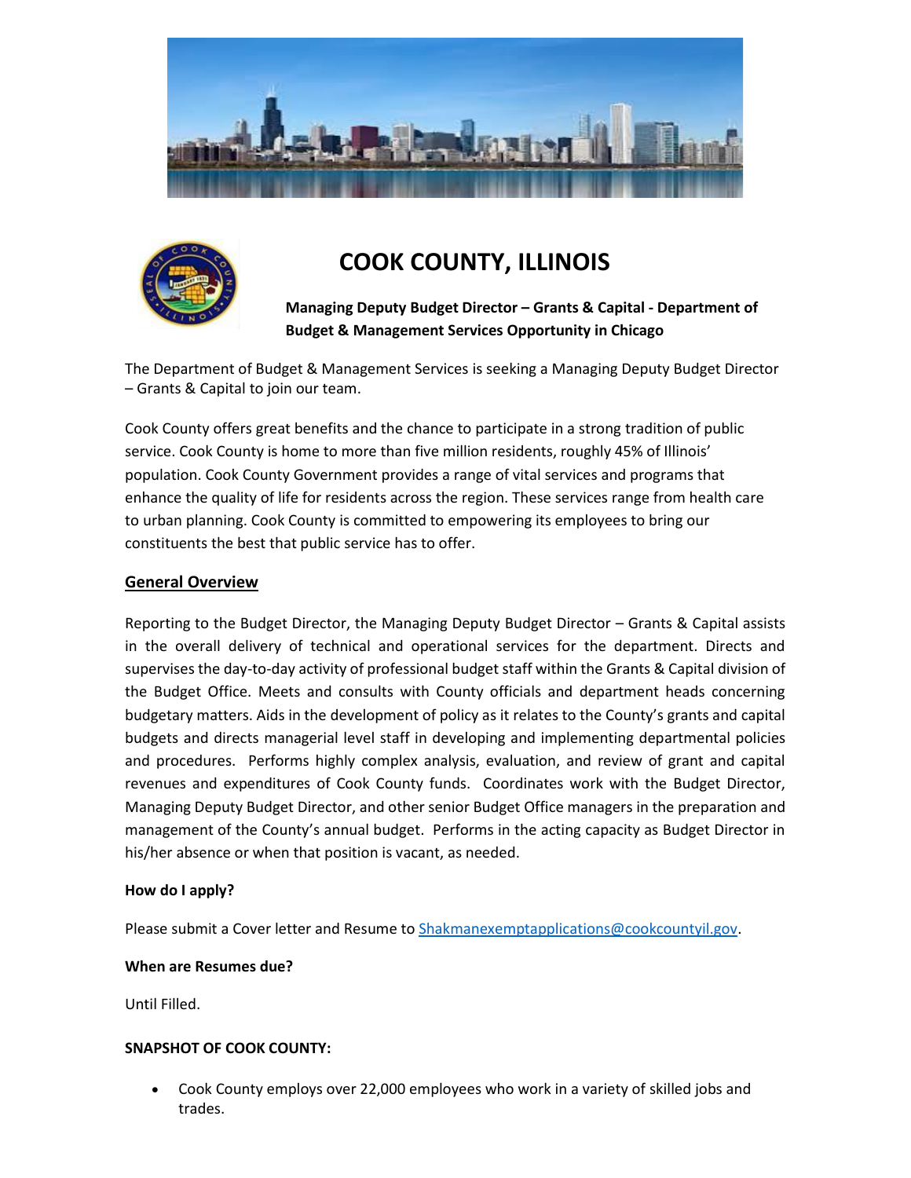# COOK COUNTY, ILLINOIS

**Managing Deputy Budget Director – Grants & Capital - Department of Budget & Management Services Opportunity in Chicago**

The Department of Budget & Management Services is seeking a Managing Deputy Budget Director – Grants & Capital to join our team.

Cook County offers great benefits and the chance to participate in a strong tradition of public service. Cook County is home to more than five million residents, roughly 45% of Illinois' population. Cook County Government provides a range of vital services and programs that enhance the quality of life for residents across the region. These services range from health care to urban planning. Cook County is committed to empowering its employees to bring our constituents the best that public service has to offer.

## General Overview

Reporting to the Budget Director, the Managing Deputy Budget Director – Grants & Capital assists in the overall delivery of technical and operational services for the department. Directs and supervises the day-to-day activity of professional budget staff within the Grants & Capital division of the Budget Office. Meets and consults with County officials and department heads concerning budgetary matters. Aids in the development of policy as it relates to the County's grants and capital budgets and directs managerial level staff in developing and implementing departmental policies and procedures. Performs highly complex analysis, evaluation, and review of grant and capital revenues and expenditures of Cook County funds. Coordinates work with the Budget Director, Managing Deputy Budget Director, and other senior Budget Office managers in the preparation and management of the County's annual budget. Performs in the acting capacity as Budget Director in his/her absence or when that position is vacant, as needed.

**How do I apply?**

Please submit a Cover letter and Resume to Shakmanexemptapplications@cookcountyil.gov.

**When are Resumes due?**

Until Filled.

**SNAPSHOT OF COOK COUNTY:**

- Cook County employs over 22,000 employees who work in a variety of skilled jobs and trades.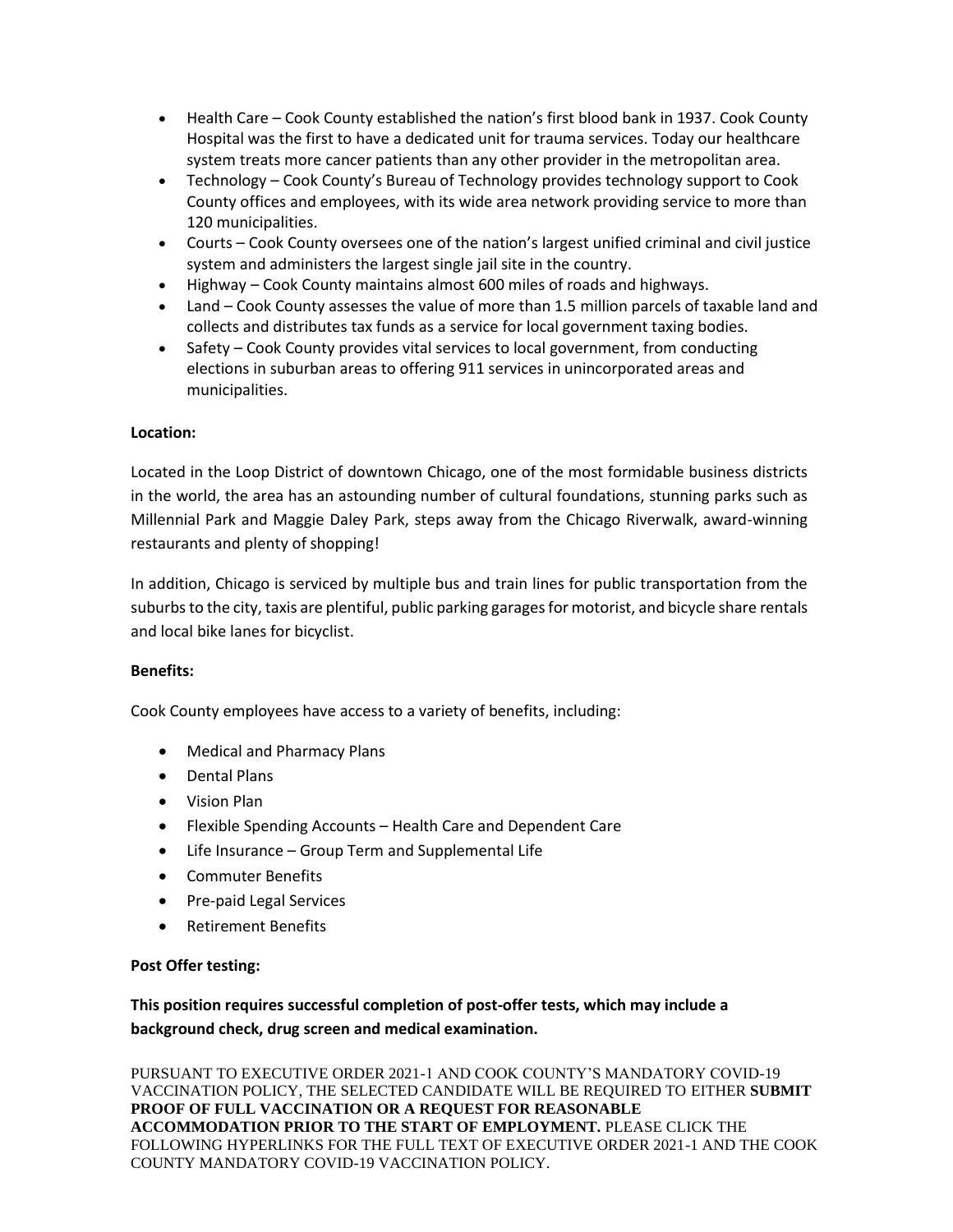- Health Care – Cook County established the nation's first blood bank in 1937. Cook County Hospital was the first to have a dedicated unit for trauma services. Today our healthcare system treats more cancer patients than any other provider in the metropolitan area.
- Technology – Cook County's Bureau of Technology provides technology support to Cook County offices and employees, with its wide area network providing service to more than 120 municipalities.
- Courts – Cook County oversees one of the nation's largest unified criminal and civil justice system and administers the largest single jail site in the country.
- Highway – Cook County maintains almost 600 miles of roads and highways.
- Land – Cook County assesses the value of more than 1.5 million parcels of taxable land and collects and distributes tax funds as a service for local government taxing bodies.
- Safety – Cook County provides vital services to local government, from conducting elections in suburban areas to offering 911 services in unincorporated areas and municipalities.

**Location:**

Located in the Loop District of downtown Chicago, one of the most formidable business districts in the world, the area has an astounding number of cultural foundations, stunning parks such as Millennial Park and Maggie Daley Park, steps away from the Chicago Riverwalk, award-winning restaurants and plenty of shopping!

In addition, Chicago is serviced by multiple bus and train lines for public transportation from the suburbs to the city, taxis are plentiful, public parking garages for motorist, and bicycle share rentals and local bike lanes for bicyclist.

**Benefits:**

Cook County employees have access to a variety of benefits, including:

- Medical and Pharmacy Plans
- Dental Plans
- Vision Plan
- Flexible Spending Accounts – Health Care and Dependent Care
- Life Insurance – Group Term and Supplemental Life
- Commuter Benefits
- Pre-paid Legal Services
- Retirement Benefits

**Post Offer testing:**

**This position requires successful completion of post-offer tests, which may include a background check, drug screen and medical examination.**

PURSUANT TO EXECUTIVE ORDER 2021-1 AND COOK COUNTY'S MANDATORY COVID-19 VACCINATION POLICY, THE SELECTED CANDIDATE WILL BE REQUIRED TO EITHER **SUBMIT PROOF OF FULL VACCINATION OR A REQUEST FOR REASONABLE ACCOMMODATION PRIOR TO THE START OF EMPLOYMENT.** PLEASE CLICK THE FOLLOWING HYPERLINKS FOR THE FULL TEXT OF EXECUTIVE ORDER 2021-1 AND THE COOK COUNTY MANDATORY COVID-19 VACCINATION POLICY.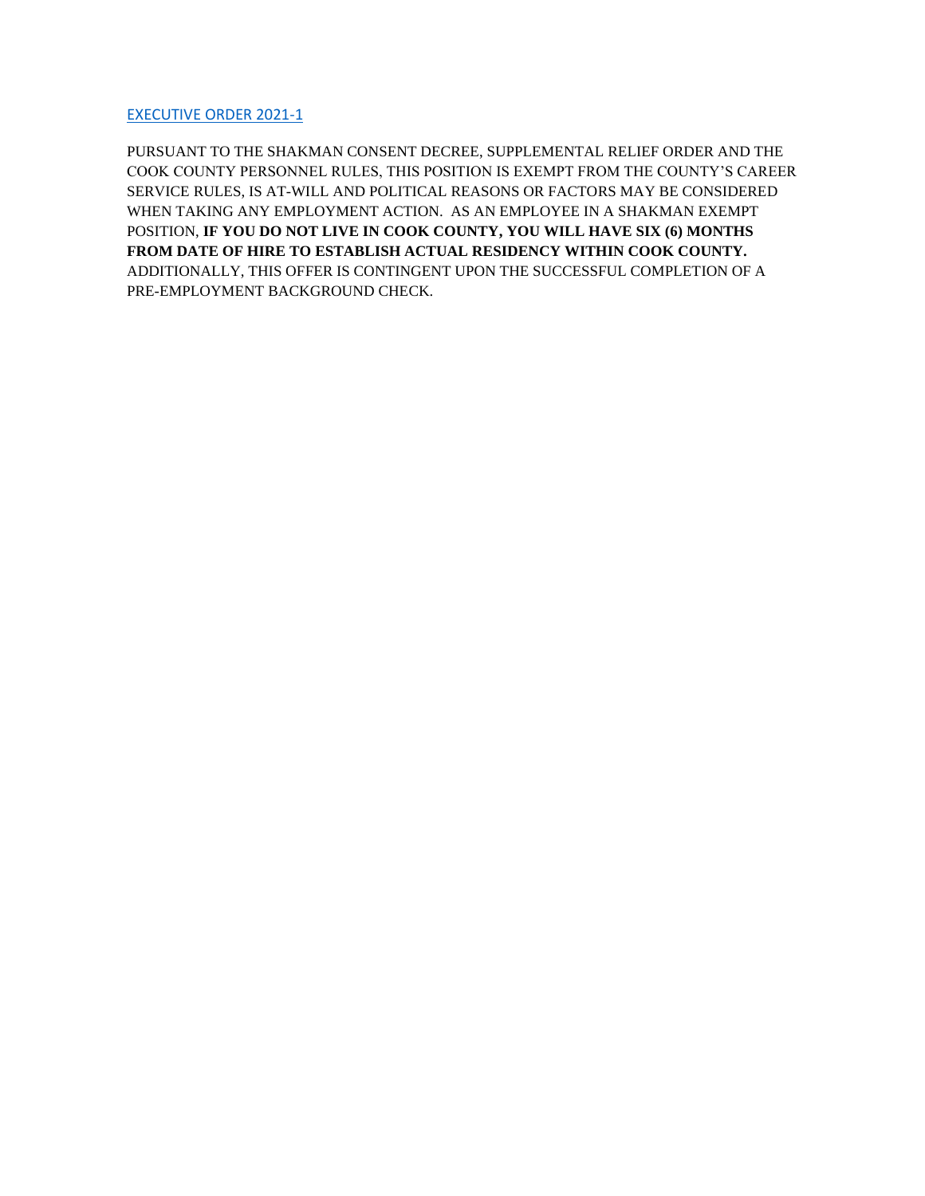[EXECUTIVE ORDER 2021-1]

PURSUANT TO THE SHAKMAN CONSENT DECREE, SUPPLEMENTAL RELIEF ORDER AND THE COOK COUNTY PERSONNEL RULES, THIS POSITION IS EXEMPT FROM THE COUNTY'S CAREER SERVICE RULES, IS AT-WILL AND POLITICAL REASONS OR FACTORS MAY BE CONSIDERED WHEN TAKING ANY EMPLOYMENT ACTION. AS AN EMPLOYEE IN A SHAKMAN EXEMPT POSITION, **IF YOU DO NOT LIVE IN COOK COUNTY, YOU WILL HAVE SIX (6) MONTHS FROM DATE OF HIRE TO ESTABLISH ACTUAL RESIDENCY WITHIN COOK COUNTY.** ADDITIONALLY, THIS OFFER IS CONTINGENT UPON THE SUCCESSFUL COMPLETION OF A PRE-EMPLOYMENT BACKGROUND CHECK.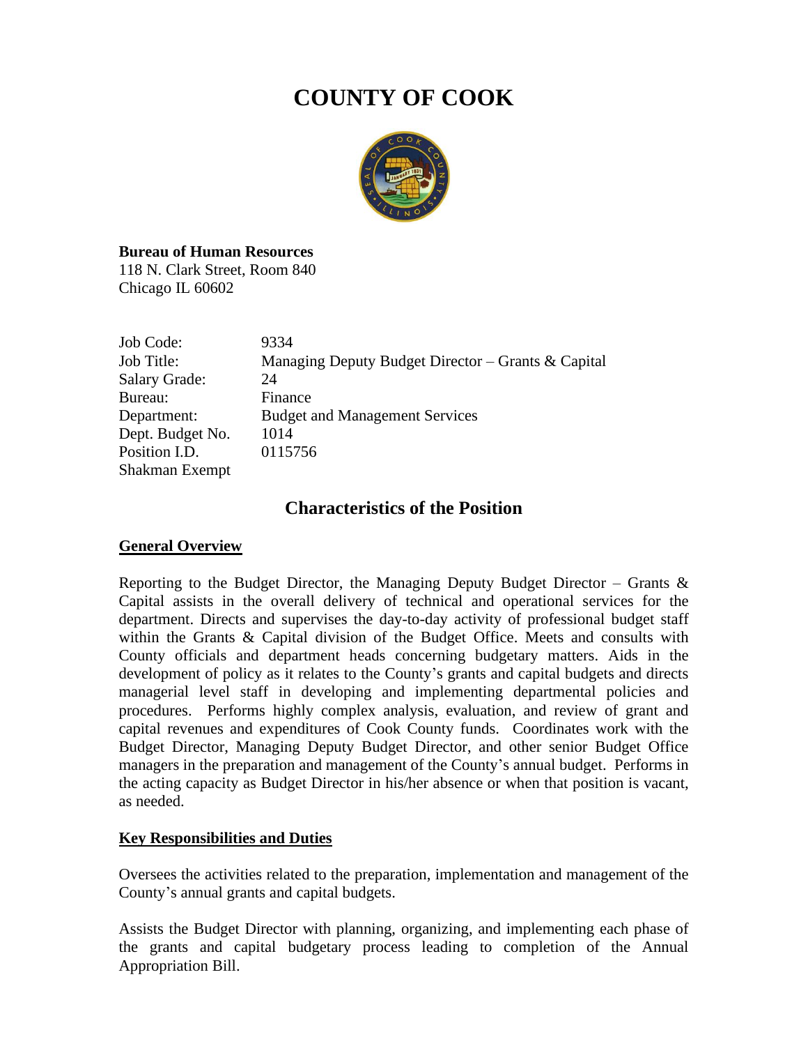# COUNTY OF COOK

**Bureau of Human Resources**
118 N. Clark Street, Room 840
Chicago IL 60602

| | |
|---|---|
| Job Code: | 9334 |
| Job Title: | Managing Deputy Budget Director – Grants & Capital |
| Salary Grade: | 24 |
| Bureau: | Finance |
| Department: | Budget and Management Services |
| Dept. Budget No. | 1014 |
| Position I.D. | 0115756 |
| Shakman Exempt | |

## Characteristics of the Position

### General Overview

Reporting to the Budget Director, the Managing Deputy Budget Director – Grants & Capital assists in the overall delivery of technical and operational services for the department. Directs and supervises the day-to-day activity of professional budget staff within the Grants & Capital division of the Budget Office. Meets and consults with County officials and department heads concerning budgetary matters. Aids in the development of policy as it relates to the County's grants and capital budgets and directs managerial level staff in developing and implementing departmental policies and procedures. Performs highly complex analysis, evaluation, and review of grant and capital revenues and expenditures of Cook County funds. Coordinates work with the Budget Director, Managing Deputy Budget Director, and other senior Budget Office managers in the preparation and management of the County's annual budget. Performs in the acting capacity as Budget Director in his/her absence or when that position is vacant, as needed.

### Key Responsibilities and Duties

Oversees the activities related to the preparation, implementation and management of the County's annual grants and capital budgets.

Assists the Budget Director with planning, organizing, and implementing each phase of the grants and capital budgetary process leading to completion of the Annual Appropriation Bill.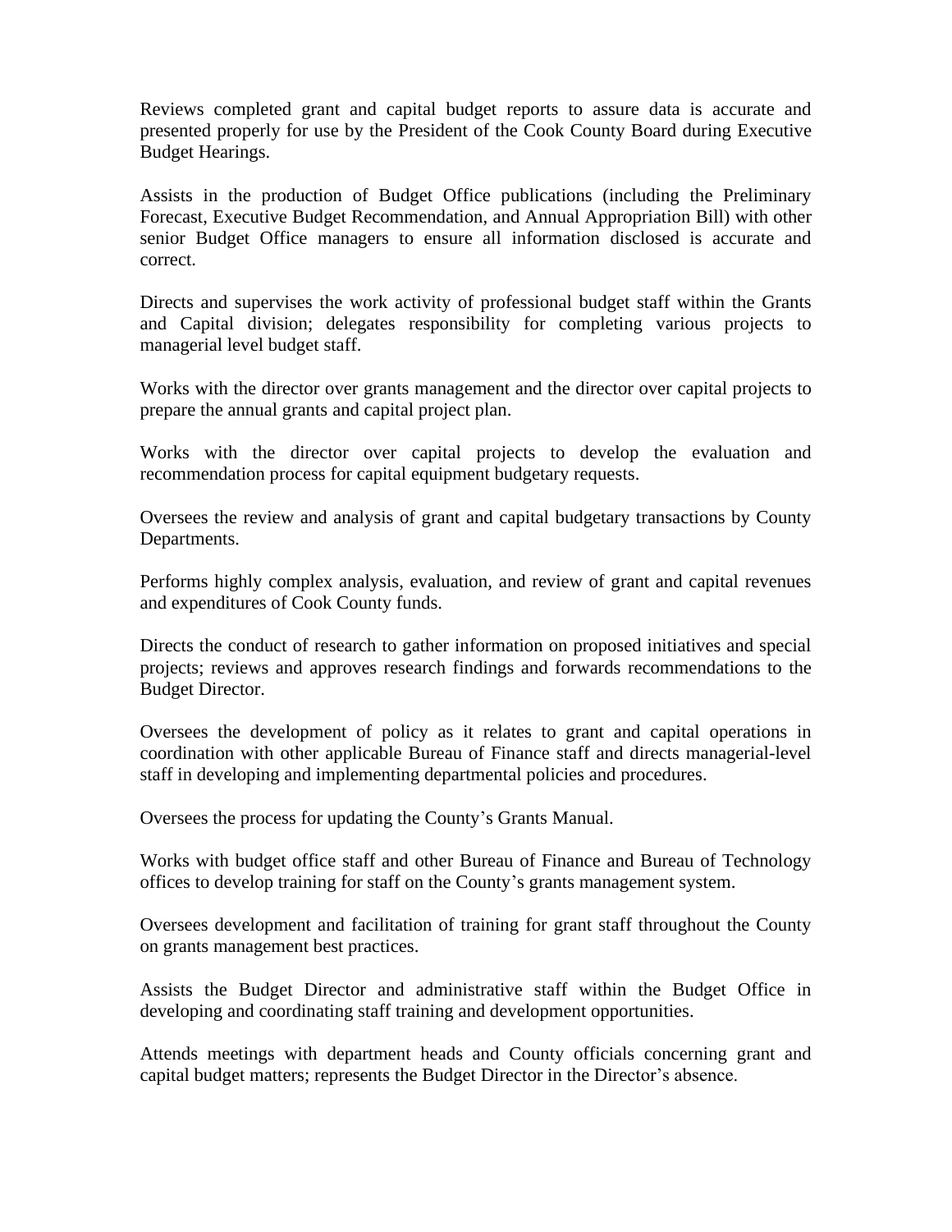Reviews completed grant and capital budget reports to assure data is accurate and presented properly for use by the President of the Cook County Board during Executive Budget Hearings.

Assists in the production of Budget Office publications (including the Preliminary Forecast, Executive Budget Recommendation, and Annual Appropriation Bill) with other senior Budget Office managers to ensure all information disclosed is accurate and correct.

Directs and supervises the work activity of professional budget staff within the Grants and Capital division; delegates responsibility for completing various projects to managerial level budget staff.

Works with the director over grants management and the director over capital projects to prepare the annual grants and capital project plan.

Works with the director over capital projects to develop the evaluation and recommendation process for capital equipment budgetary requests.

Oversees the review and analysis of grant and capital budgetary transactions by County Departments.

Performs highly complex analysis, evaluation, and review of grant and capital revenues and expenditures of Cook County funds.

Directs the conduct of research to gather information on proposed initiatives and special projects; reviews and approves research findings and forwards recommendations to the Budget Director.

Oversees the development of policy as it relates to grant and capital operations in coordination with other applicable Bureau of Finance staff and directs managerial-level staff in developing and implementing departmental policies and procedures.

Oversees the process for updating the County's Grants Manual.

Works with budget office staff and other Bureau of Finance and Bureau of Technology offices to develop training for staff on the County's grants management system.

Oversees development and facilitation of training for grant staff throughout the County on grants management best practices.

Assists the Budget Director and administrative staff within the Budget Office in developing and coordinating staff training and development opportunities.

Attends meetings with department heads and County officials concerning grant and capital budget matters; represents the Budget Director in the Director's absence.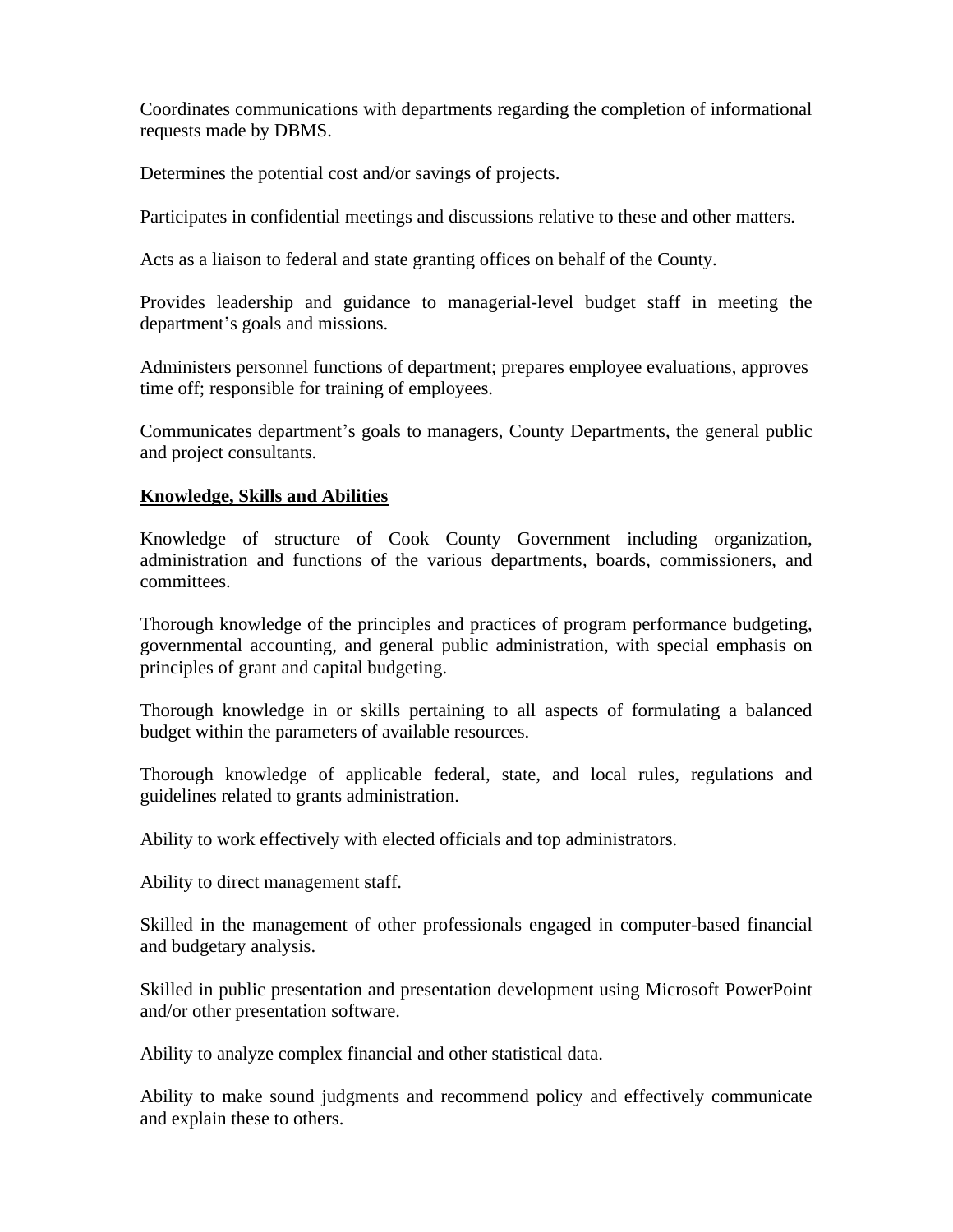Coordinates communications with departments regarding the completion of informational requests made by DBMS.

Determines the potential cost and/or savings of projects.

Participates in confidential meetings and discussions relative to these and other matters.

Acts as a liaison to federal and state granting offices on behalf of the County.

Provides leadership and guidance to managerial-level budget staff in meeting the department's goals and missions.

Administers personnel functions of department; prepares employee evaluations, approves time off; responsible for training of employees.

Communicates department's goals to managers, County Departments, the general public and project consultants.

**Knowledge, Skills and Abilities**

Knowledge of structure of Cook County Government including organization, administration and functions of the various departments, boards, commissioners, and committees.

Thorough knowledge of the principles and practices of program performance budgeting, governmental accounting, and general public administration, with special emphasis on principles of grant and capital budgeting.

Thorough knowledge in or skills pertaining to all aspects of formulating a balanced budget within the parameters of available resources.

Thorough knowledge of applicable federal, state, and local rules, regulations and guidelines related to grants administration.

Ability to work effectively with elected officials and top administrators.

Ability to direct management staff.

Skilled in the management of other professionals engaged in computer-based financial and budgetary analysis.

Skilled in public presentation and presentation development using Microsoft PowerPoint and/or other presentation software.

Ability to analyze complex financial and other statistical data.

Ability to make sound judgments and recommend policy and effectively communicate and explain these to others.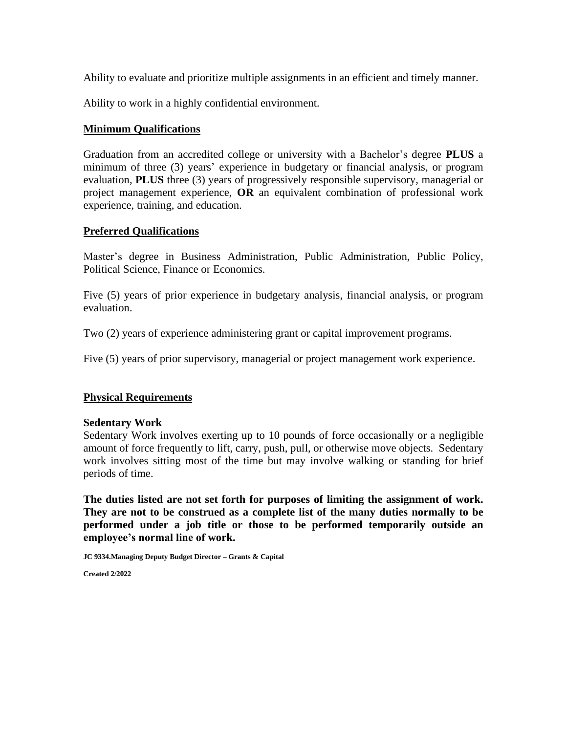Ability to evaluate and prioritize multiple assignments in an efficient and timely manner.

Ability to work in a highly confidential environment.

## Minimum Qualifications

Graduation from an accredited college or university with a Bachelor's degree **PLUS** a minimum of three (3) years' experience in budgetary or financial analysis, or program evaluation, **PLUS** three (3) years of progressively responsible supervisory, managerial or project management experience, **OR** an equivalent combination of professional work experience, training, and education.

## Preferred Qualifications

Master's degree in Business Administration, Public Administration, Public Policy, Political Science, Finance or Economics.

Five (5) years of prior experience in budgetary analysis, financial analysis, or program evaluation.

Two (2) years of experience administering grant or capital improvement programs.

Five (5) years of prior supervisory, managerial or project management work experience.

## Physical Requirements

**Sedentary Work**
Sedentary Work involves exerting up to 10 pounds of force occasionally or a negligible amount of force frequently to lift, carry, push, pull, or otherwise move objects. Sedentary work involves sitting most of the time but may involve walking or standing for brief periods of time.

**The duties listed are not set forth for purposes of limiting the assignment of work. They are not to be construed as a complete list of the many duties normally to be performed under a job title or those to be performed temporarily outside an employee's normal line of work.**

**JC 9334.Managing Deputy Budget Director – Grants & Capital**

**Created 2/2022**